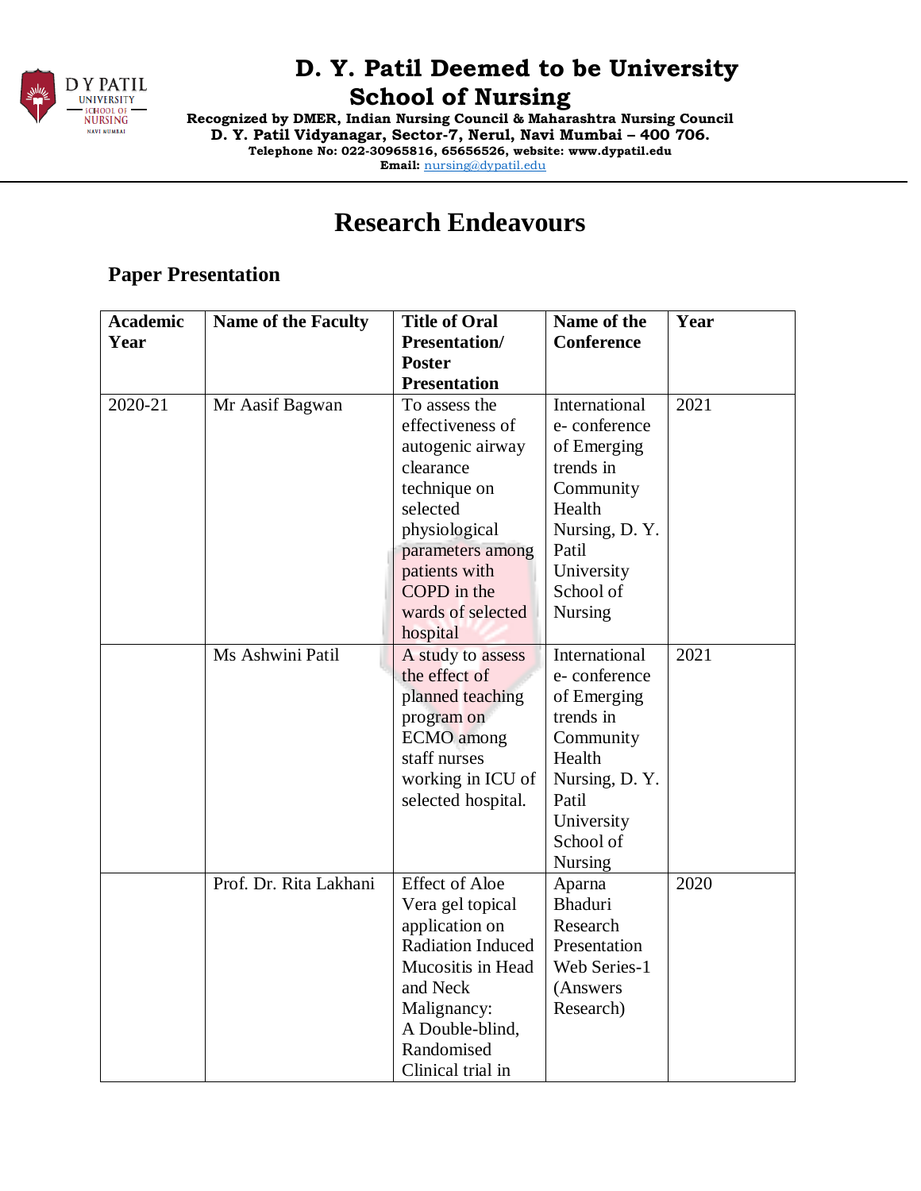# D. Y. Patil Deemed to be University
## School of Nursing

**Recognized by DMER, Indian Nursing Council & Maharashtra Nursing Council**
**D. Y. Patil Vidyanagar, Sector-7, Nerul, Navi Mumbai – 400 706.**
**Telephone No: 022-30965816, 65656526, website: www.dypatil.edu**
**Email:** nursing@dypatil.edu

# Research Endeavours

## Paper Presentation

| Academic Year | Name of the Faculty | Title of Oral Presentation/ Poster Presentation | Name of the Conference | Year |
|---|---|---|---|---|
| 2020-21 | Mr Aasif Bagwan | To assess the effectiveness of autogenic airway clearance technique on selected physiological parameters among patients with COPD in the wards of selected hospital | International e- conference of Emerging trends in Community Health Nursing, D. Y. Patil University School of Nursing | 2021 |
| | Ms Ashwini Patil | A study to assess the effect of planned teaching program on ECMO among staff nurses working in ICU of selected hospital. | International e- conference of Emerging trends in Community Health Nursing, D. Y. Patil University School of Nursing | 2021 |
| | Prof. Dr. Rita Lakhani | Effect of Aloe Vera gel topical application on Radiation Induced Mucositis in Head and Neck Malignancy: A Double-blind, Randomised Clinical trial in | Aparna Bhaduri Research Presentation Web Series-1 (Answers Research) | 2020 |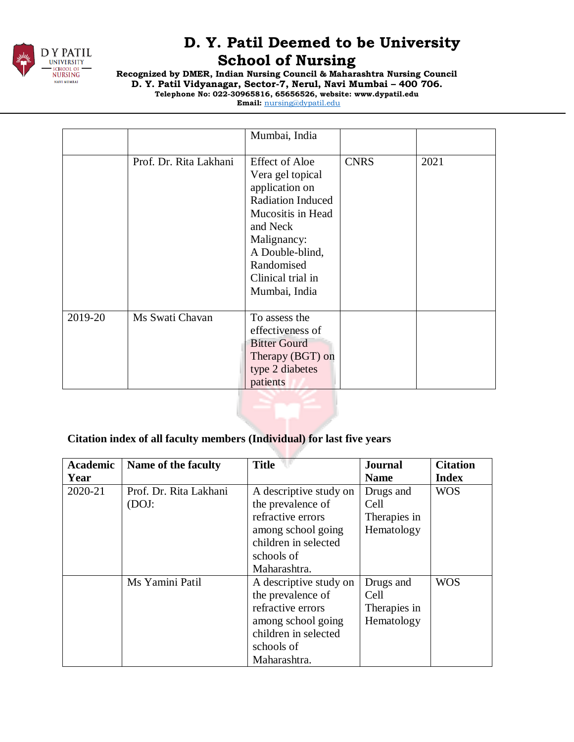| | | Mumbai, India | | |
|---|---|---|---|---|
| | Prof. Dr. Rita Lakhani | Effect of Aloe Vera gel topical application on Radiation Induced Mucositis in Head and Neck Malignancy: A Double-blind, Randomised Clinical trial in Mumbai, India | CNRS | 2021 |
| 2019-20 | Ms Swati Chavan | To assess the effectiveness of Bitter Gourd Therapy (BGT) on type 2 diabetes patients | | |

**Citation index of all faculty members (Individual) for last five years**

| Academic Year | Name of the faculty | Title | Journal Name | Citation Index |
|---|---|---|---|---|
| 2020-21 | Prof. Dr. Rita Lakhani (DOJ: | A descriptive study on the prevalence of refractive errors among school going children in selected schools of Maharashtra. | Drugs and Cell Therapies in Hematology | WOS |
| | Ms Yamini Patil | A descriptive study on the prevalence of refractive errors among school going children in selected schools of Maharashtra. | Drugs and Cell Therapies in Hematology | WOS |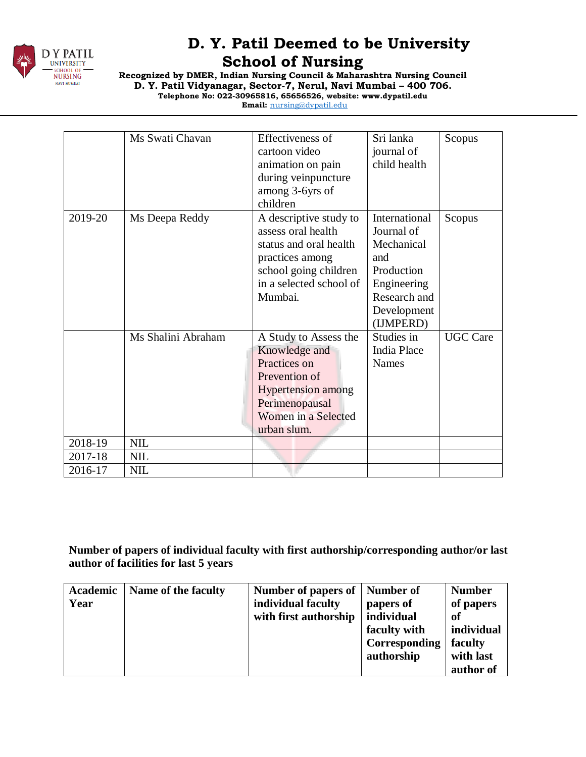| | | | | |
|---|---|---|---|---|
| | Ms Swati Chavan | Effectiveness of cartoon video animation on pain during veinpuncture among 3-6yrs of children | Sri lanka journal of child health | Scopus |
| 2019-20 | Ms Deepa Reddy | A descriptive study to assess oral health status and oral health practices among school going children in a selected school of Mumbai. | International Journal of Mechanical and Production Engineering Research and Development (IJMPERD) | Scopus |
| | Ms Shalini Abraham | A Study to Assess the Knowledge and Practices on Prevention of Hypertension among Perimenopausal Women in a Selected urban slum. | Studies in India Place Names | UGC Care |
| 2018-19 | NIL | | | |
| 2017-18 | NIL | | | |
| 2016-17 | NIL | | | |

**Number of papers of individual faculty with first authorship/corresponding author/or last author of facilities for last 5 years**

| Academic Year | Name of the faculty | Number of papers of individual faculty with first authorship | Number of papers of individual faculty with Corresponding authorship | Number of papers of individual faculty with last author of |
|---|---|---|---|---|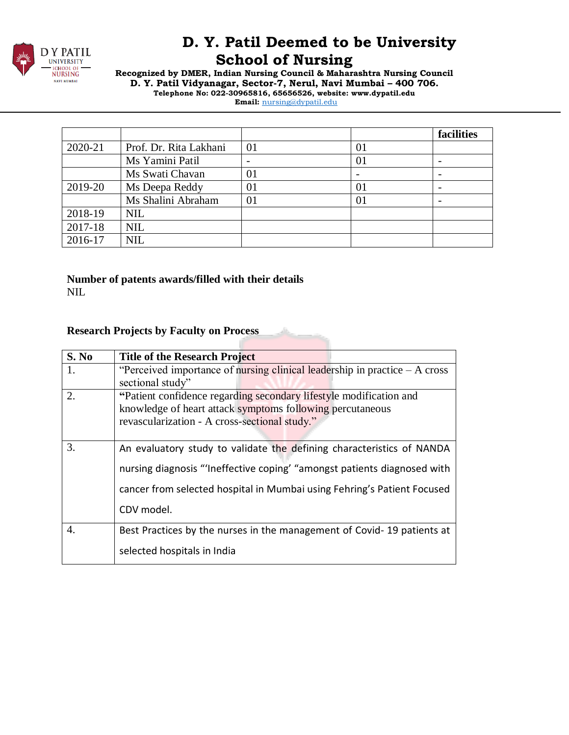# D. Y. Patil Deemed to be University
## School of Nursing

**Recognized by DMER, Indian Nursing Council & Maharashtra Nursing Council**
**D. Y. Patil Vidyanagar, Sector-7, Nerul, Navi Mumbai – 400 706.**
**Telephone No: 022-30965816, 65656526, website: www.dypatil.edu**
**Email:** nursing@dypatil.edu

| | | | | facilities |
|---|---|---|---|---|
| 2020-21 | Prof. Dr. Rita Lakhani | 01 | 01 | |
| | Ms Yamini Patil | - | 01 | - |
| | Ms Swati Chavan | 01 | - | - |
| 2019-20 | Ms Deepa Reddy | 01 | 01 | - |
| | Ms Shalini Abraham | 01 | 01 | - |
| 2018-19 | NIL | | | |
| 2017-18 | NIL | | | |
| 2016-17 | NIL | | | |

**Number of patents awards/filled with their details**

NIL

**Research Projects by Faculty on Process**

| S. No | Title of the Research Project |
|---|---|
| 1. | "Perceived importance of nursing clinical leadership in practice – A cross sectional study" |
| 2. | **"**Patient confidence regarding secondary lifestyle modification and knowledge of heart attack symptoms following percutaneous revascularization - A cross-sectional study." |
| 3. | An evaluatory study to validate the defining characteristics of NANDA nursing diagnosis "'Ineffective coping' "amongst patients diagnosed with cancer from selected hospital in Mumbai using Fehring's Patient Focused CDV model. |
| 4. | Best Practices by the nurses in the management of Covid- 19 patients at selected hospitals in India |